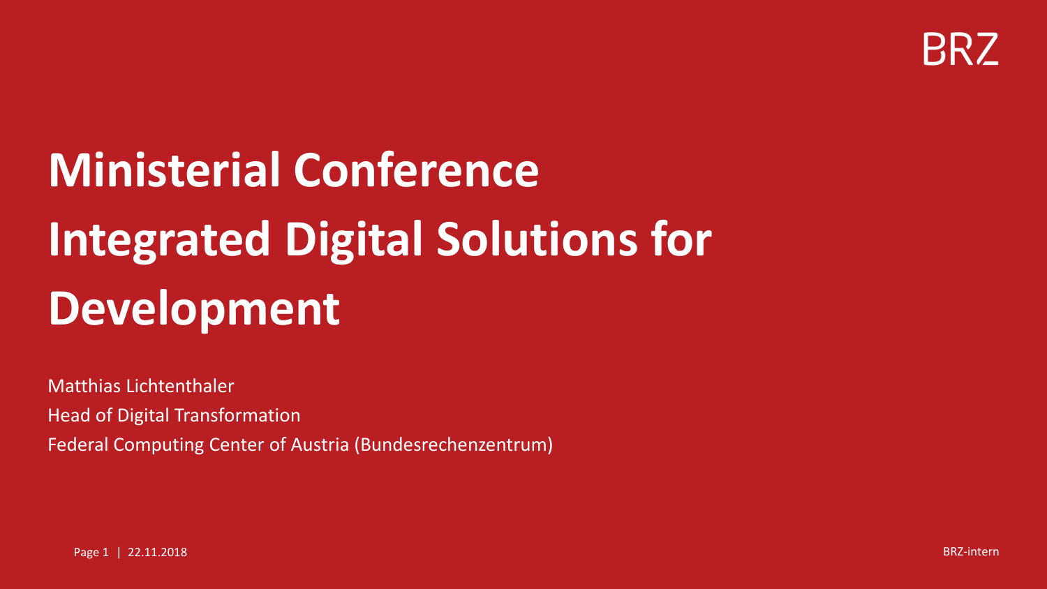BRZ

# Ministerial Conference Integrated Digital Solutions for Development

Matthias Lichtenthaler

Head of Digital Transformation

Federal Computing Center of Austria (Bundesrechenzentrum)

22.11.2018

BRZ-intern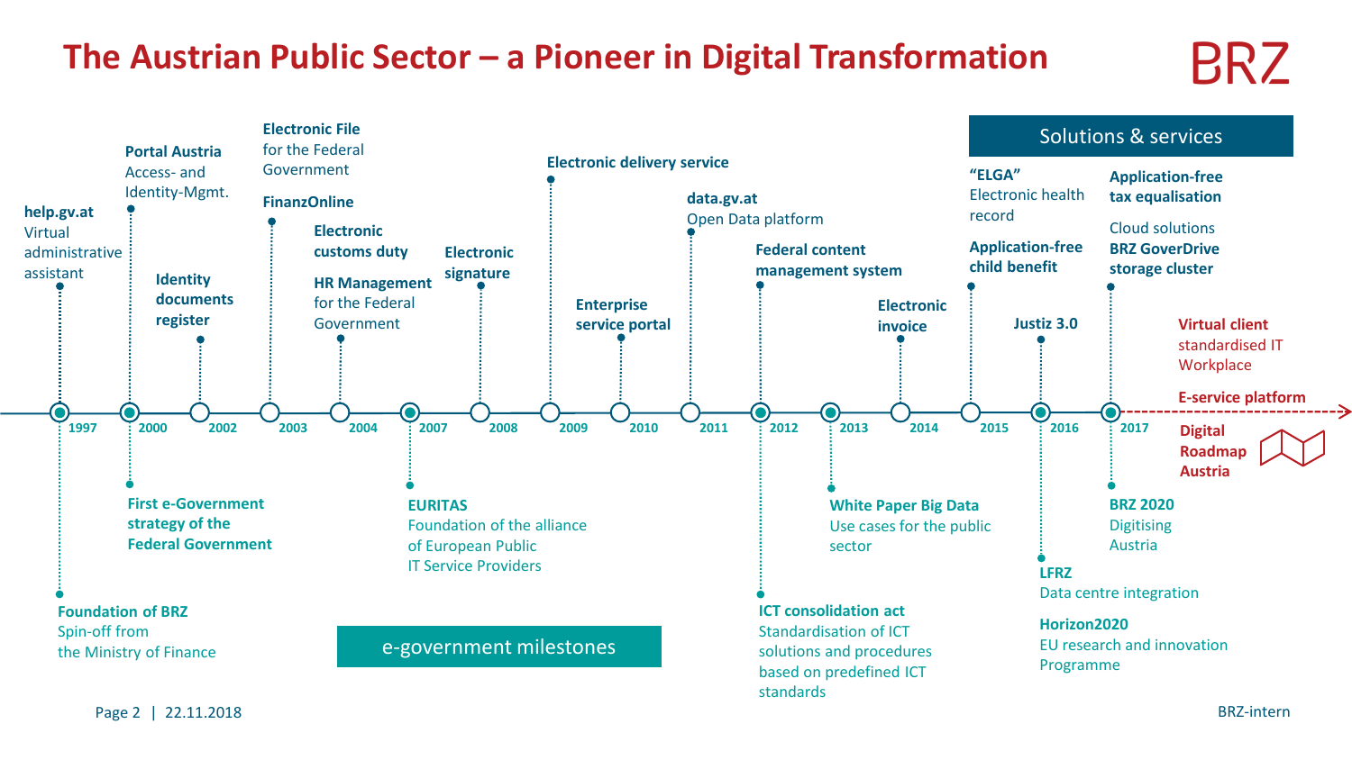# The Austrian Public Sector – a Pioneer in Digital Transformation

## e-government milestones

- **1997**
  - **help.gv.at** Virtual administrative assistant
  - **Foundation of BRZ** Spin-off from the Ministry of Finance
- **2000**
  - **Portal Austria** Access- and Identity-Mgmt.
  - **First e-Government strategy of the Federal Government**
- **2002**
  - **Identity documents register**
- **2003**
  - **Electronic File** for the Federal Government
  - **FinanzOnline**
- **2004**
  - **Electronic customs duty**
  - **HR Management** for the Federal Government
- **2007**
  - **EURITAS** Foundation of the alliance of European Public IT Service Providers
- **2008**
  - **Electronic signature**
- **2009**
  - **Electronic delivery service**
- **2010**
  - **Enterprise service portal**
- **2011**
  - **data.gv.at** Open Data platform
- **2012**
  - **Federal content management system**
  - **ICT consolidation act** Standardisation of ICT solutions and procedures based on predefined ICT standards
- **2013**
  - **White Paper Big Data** Use cases for the public sector
- **2014**
  - **Electronic invoice**
- **2015**
  - **"ELGA"** Electronic health record
  - **Application-free child benefit**
- **2016**
  - **Justiz 3.0**
  - **LFRZ** Data centre integration
  - **Horizon2020** EU research and innovation Programme
- **2017**
  - **Application-free tax equalisation**
  - Cloud solutions **BRZ GoverDrive storage cluster**
  - **BRZ 2020** Digitising Austria
- **Future**
  - **Virtual client** standardised IT Workplace
  - **E-service platform**
  - **Digital Roadmap Austria**

## Solutions & services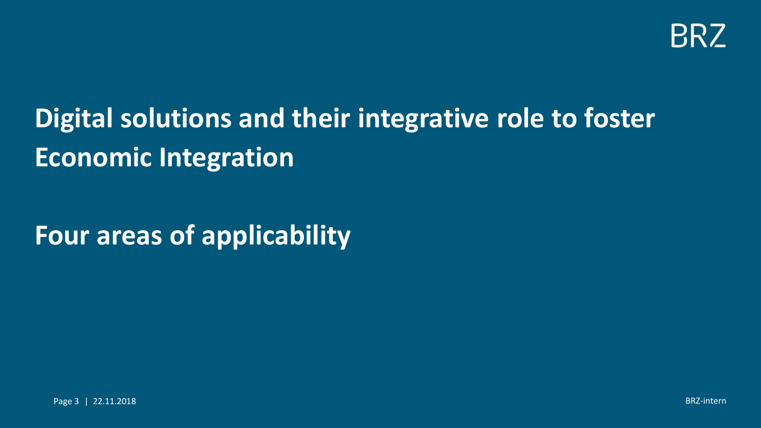# Digital solutions and their integrative role to foster Economic Integration

## Four areas of applicability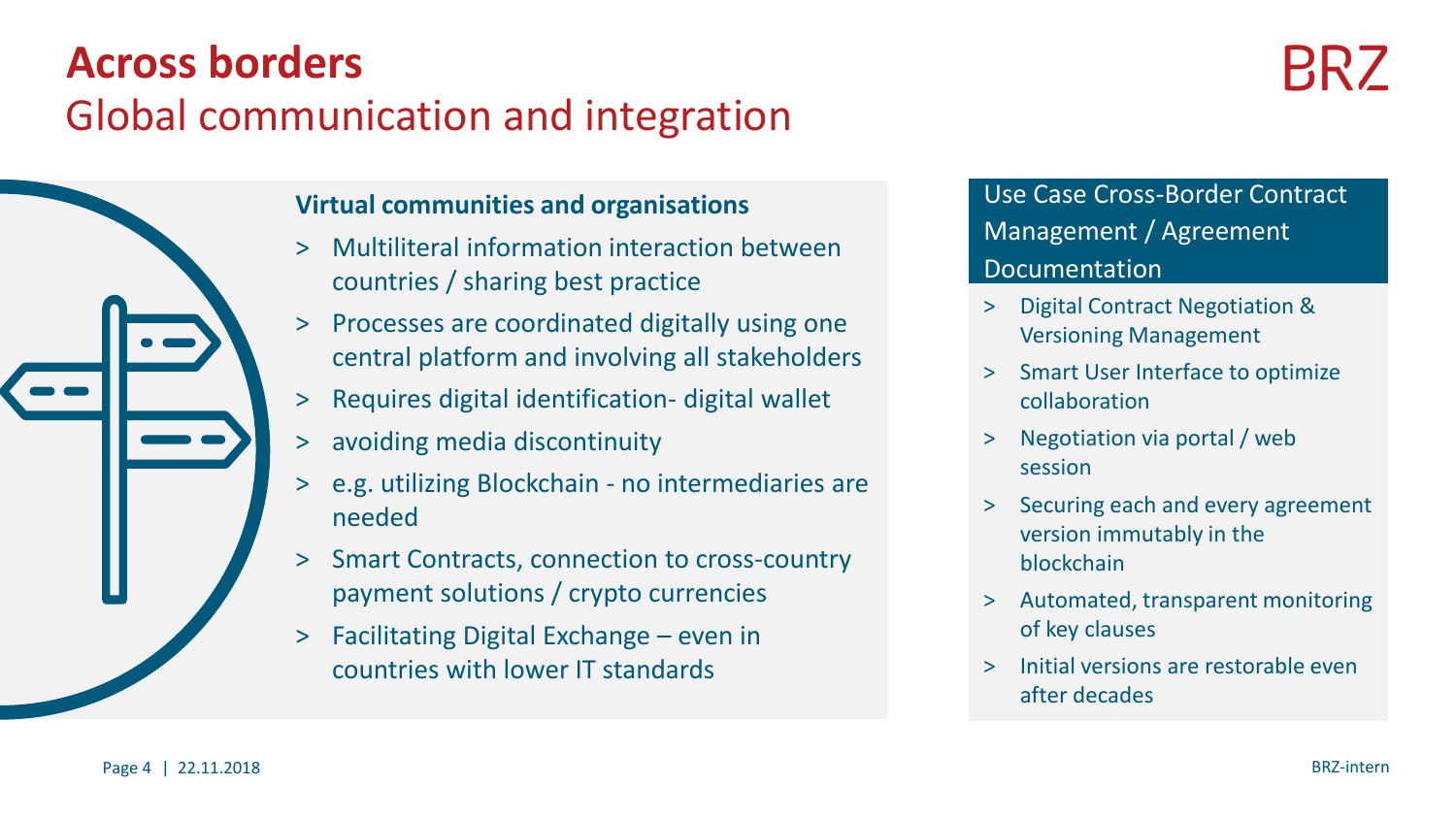# Across borders

## Global communication and integration

**Virtual communities and organisations**

- Multiliteral information interaction between countries / sharing best practice
- Processes are coordinated digitally using one central platform and involving all stakeholders
- Requires digital identification- digital wallet
- avoiding media discontinuity
- e.g. utilizing Blockchain - no intermediaries are needed
- Smart Contracts, connection to cross-country payment solutions / crypto currencies
- Facilitating Digital Exchange – even in countries with lower IT standards

### Use Case Cross-Border Contract Management / Agreement Documentation

- Digital Contract Negotiation & Versioning Management
- Smart User Interface to optimize collaboration
- Negotiation via portal / web session
- Securing each and every agreement version immutably in the blockchain
- Automated, transparent monitoring of key clauses
- Initial versions are restorable even after decades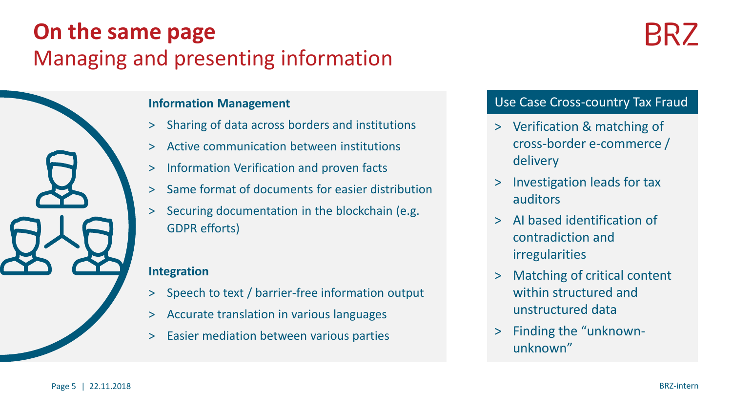# On the same page

## Managing and presenting information

**Information Management**

- Sharing of data across borders and institutions
- Active communication between institutions
- Information Verification and proven facts
- Same format of documents for easier distribution
- Securing documentation in the blockchain (e.g. GDPR efforts)

**Integration**

- Speech to text / barrier-free information output
- Accurate translation in various languages
- Easier mediation between various parties

### Use Case Cross-country Tax Fraud

- Verification & matching of cross-border e-commerce / delivery
- Investigation leads for tax auditors
- AI based identification of contradiction and irregularities
- Matching of critical content within structured and unstructured data
- Finding the "unknown-unknown"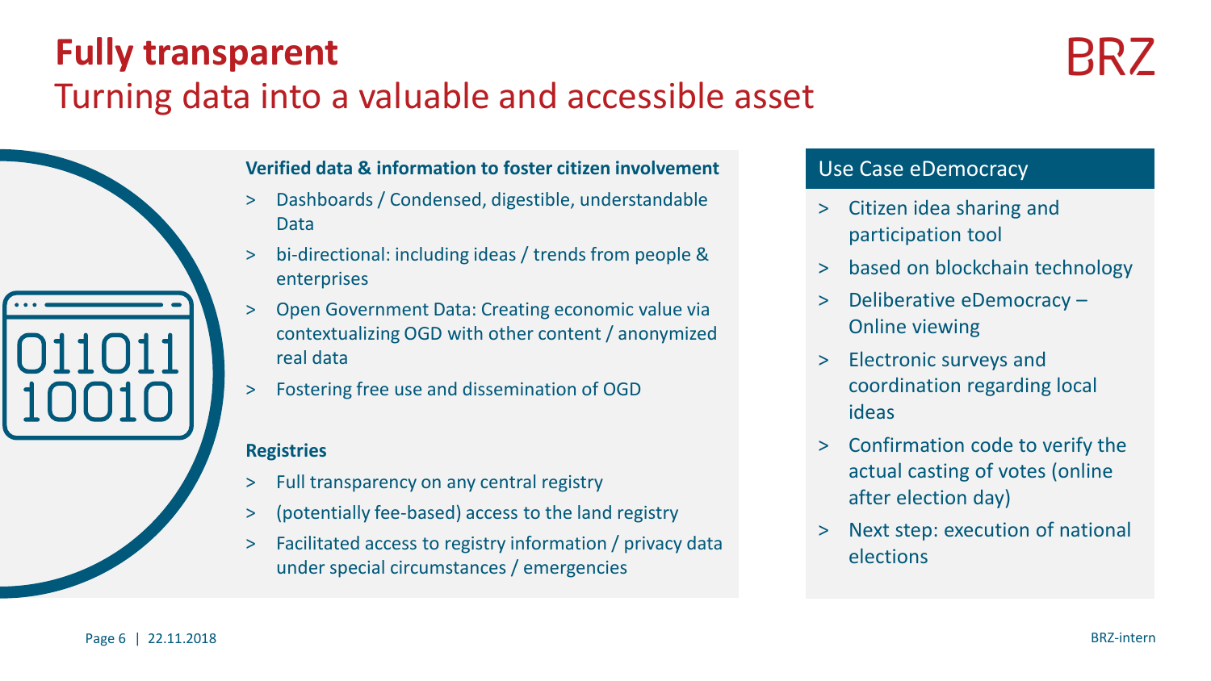# Fully transparent

## Turning data into a valuable and accessible asset

**Verified data & information to foster citizen involvement**

- Dashboards / Condensed, digestible, understandable Data
- bi-directional: including ideas / trends from people & enterprises
- Open Government Data: Creating economic value via contextualizing OGD with other content / anonymized real data
- Fostering free use and dissemination of OGD

**Registries**

- Full transparency on any central registry
- (potentially fee-based) access to the land registry
- Facilitated access to registry information / privacy data under special circumstances / emergencies

### Use Case eDemocracy

- Citizen idea sharing and participation tool
- based on blockchain technology
- Deliberative eDemocracy – Online viewing
- Electronic surveys and coordination regarding local ideas
- Confirmation code to verify the actual casting of votes (online after election day)
- Next step: execution of national elections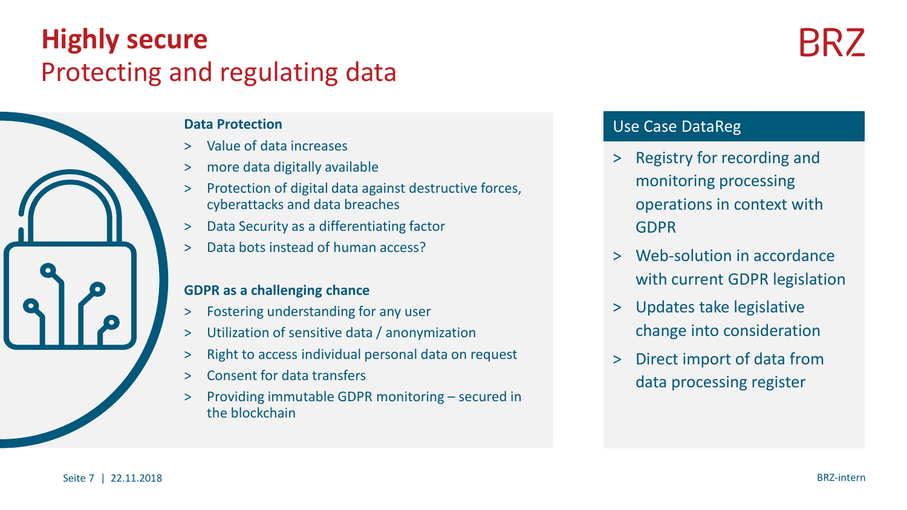# Highly secure
## Protecting and regulating data

### Data Protection

- Value of data increases
- more data digitally available
- Protection of digital data against destructive forces, cyberattacks and data breaches
- Data Security as a differentiating factor
- Data bots instead of human access?

### GDPR as a challenging chance

- Fostering understanding for any user
- Utilization of sensitive data / anonymization
- Right to access individual personal data on request
- Consent for data transfers
- Providing immutable GDPR monitoring – secured in the blockchain

### Use Case DataReg

- Registry for recording and monitoring processing operations in context with GDPR
- Web-solution in accordance with current GDPR legislation
- Updates take legislative change into consideration
- Direct import of data from data processing register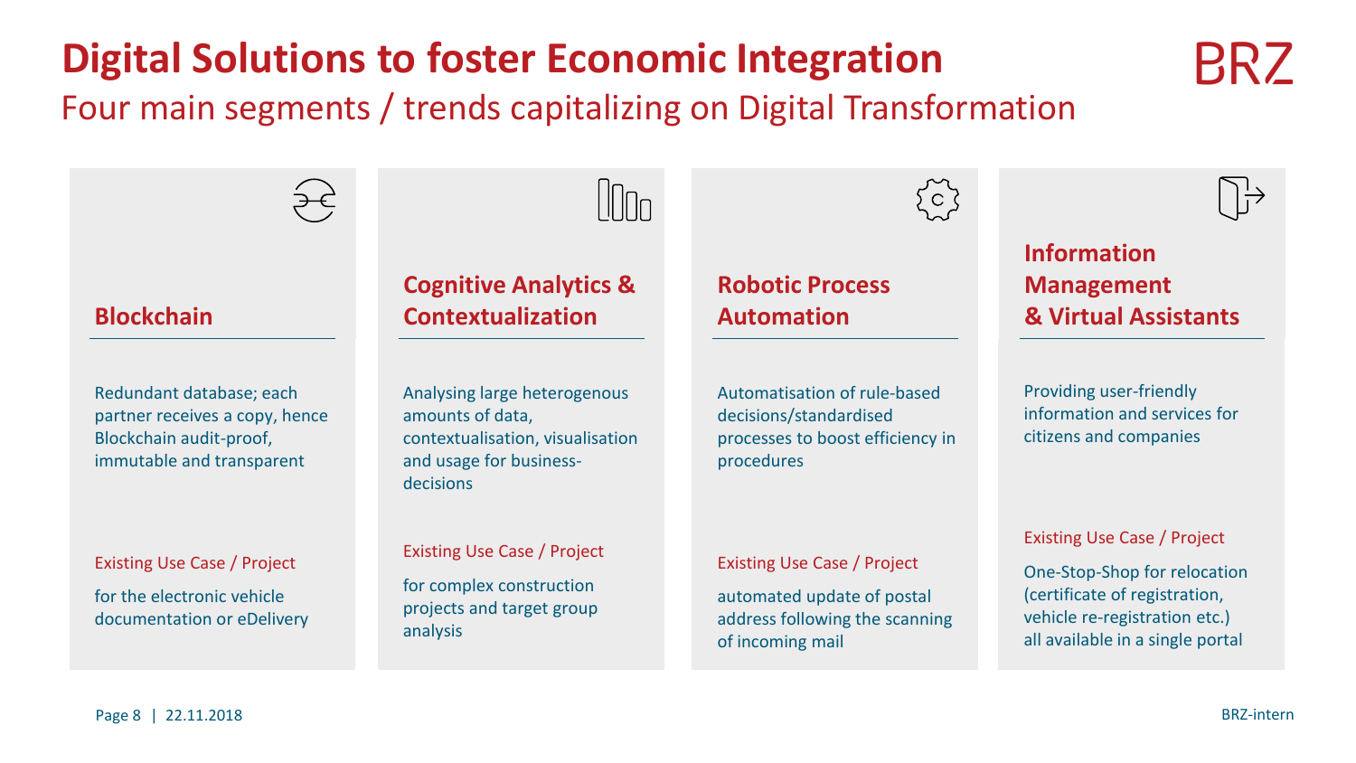# Digital Solutions to foster Economic Integration

## Four main segments / trends capitalizing on Digital Transformation

### Blockchain

Redundant database; each partner receives a copy, hence Blockchain audit-proof, immutable and transparent

Existing Use Case / Project

for the electronic vehicle documentation or eDelivery

### Cognitive Analytics & Contextualization

Analysing large heterogenous amounts of data, contextualisation, visualisation and usage for business-decisions

Existing Use Case / Project

for complex construction projects and target group analysis

### Robotic Process Automation

Automatisation of rule-based decisions/standardised processes to boost efficiency in procedures

Existing Use Case / Project

automated update of postal address following the scanning of incoming mail

### Information Management & Virtual Assistants

Providing user-friendly information and services for citizens and companies

Existing Use Case / Project

One-Stop-Shop for relocation (certificate of registration, vehicle re-registration etc.) all available in a single portal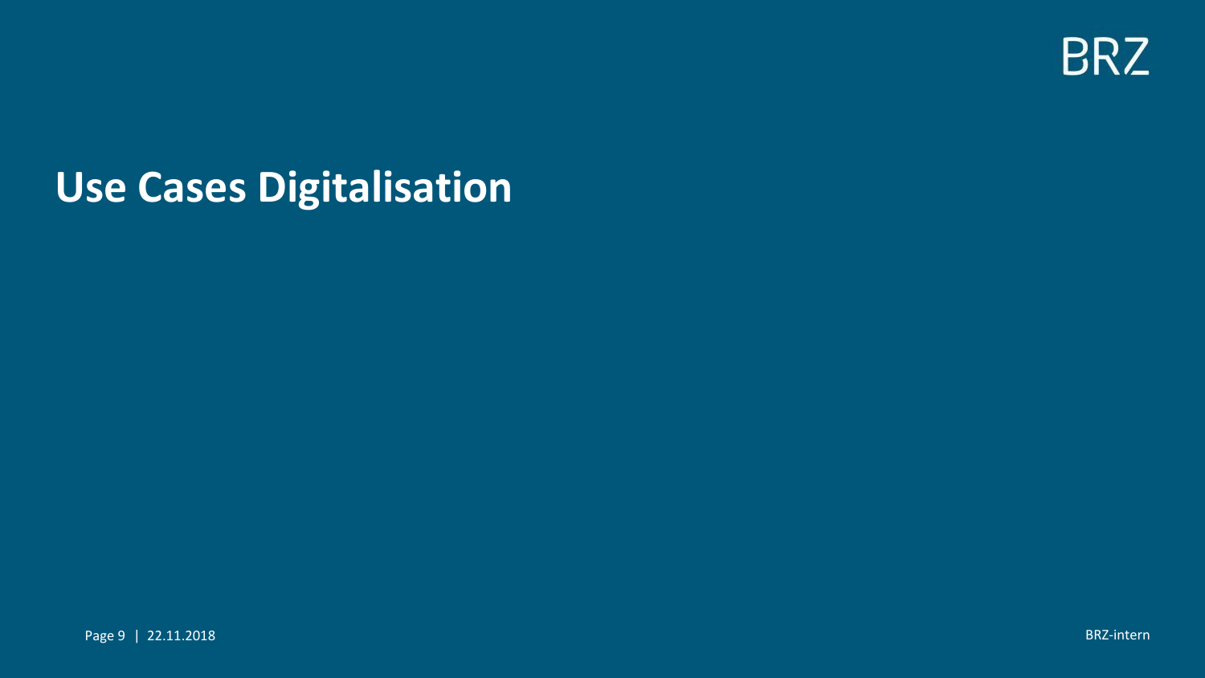# Use Cases Digitalisation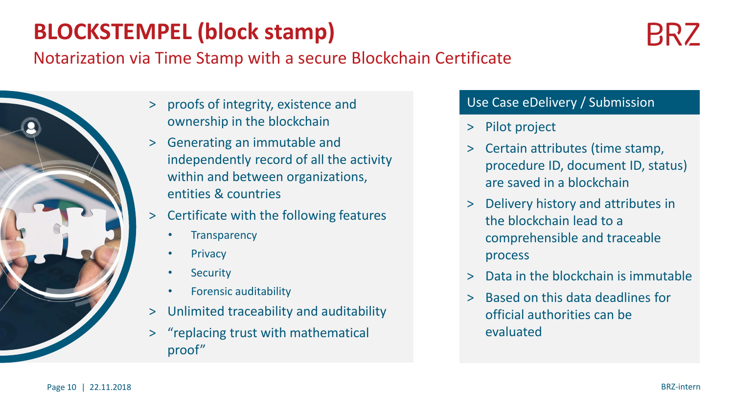# BLOCKSTEMPEL (block stamp)

## Notarization via Time Stamp with a secure Blockchain Certificate

- proofs of integrity, existence and ownership in the blockchain
- Generating an immutable and independently record of all the activity within and between organizations, entities & countries
- Certificate with the following features
  - Transparency
  - Privacy
  - Security
  - Forensic auditability
- Unlimited traceability and auditability
- “replacing trust with mathematical proof”

### Use Case eDelivery / Submission

- Pilot project
- Certain attributes (time stamp, procedure ID, document ID, status) are saved in a blockchain
- Delivery history and attributes in the blockchain lead to a comprehensible and traceable process
- Data in the blockchain is immutable
- Based on this data deadlines for official authorities can be evaluated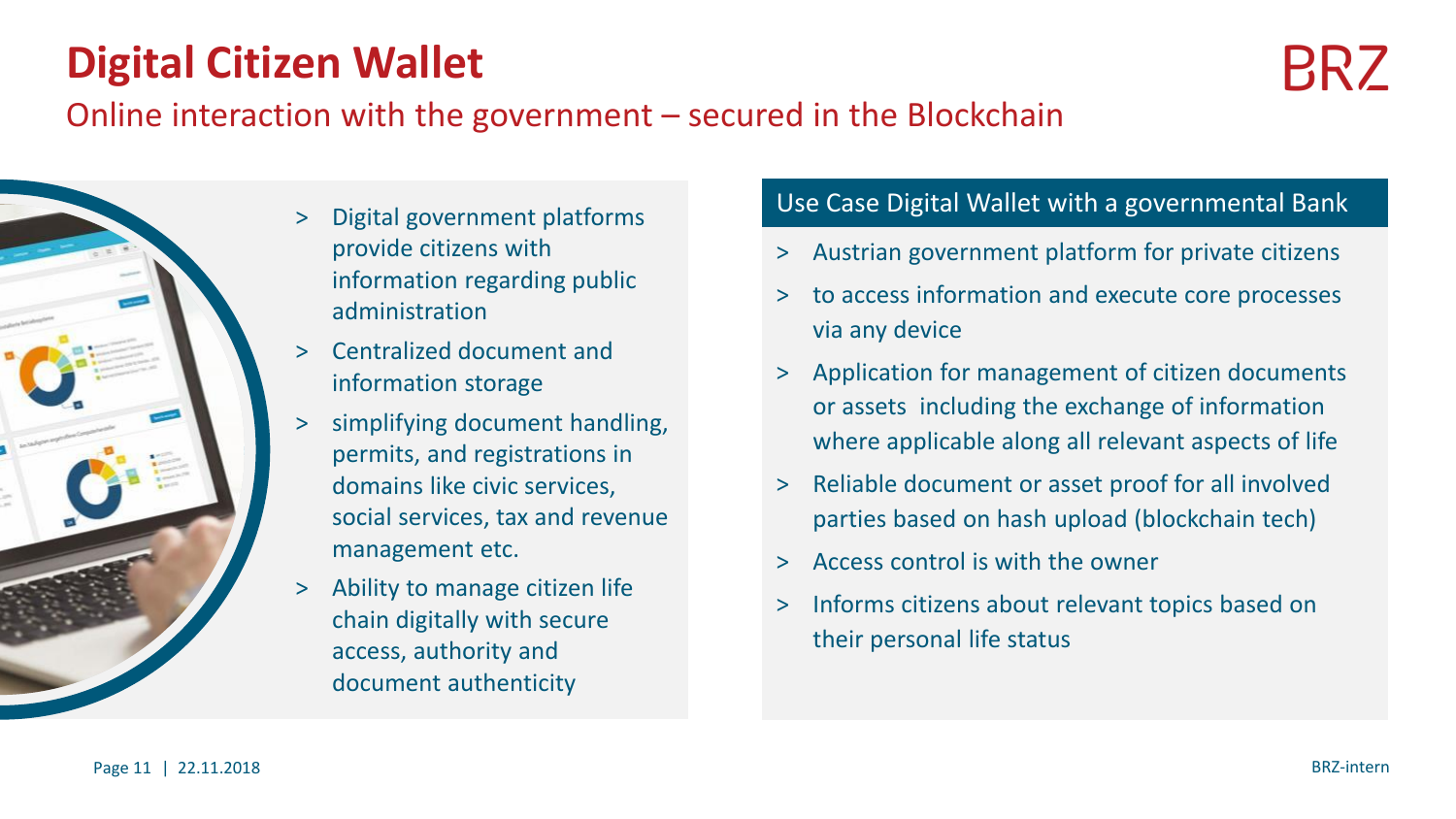# Digital Citizen Wallet

## Online interaction with the government – secured in the Blockchain

- Digital government platforms provide citizens with information regarding public administration
- Centralized document and information storage
- simplifying document handling, permits, and registrations in domains like civic services, social services, tax and revenue management etc.
- Ability to manage citizen life chain digitally with secure access, authority and document authenticity

### Use Case Digital Wallet with a governmental Bank

- Austrian government platform for private citizens
- to access information and execute core processes via any device
- Application for management of citizen documents or assets including the exchange of information where applicable along all relevant aspects of life
- Reliable document or asset proof for all involved parties based on hash upload (blockchain tech)
- Access control is with the owner
- Informs citizens about relevant topics based on their personal life status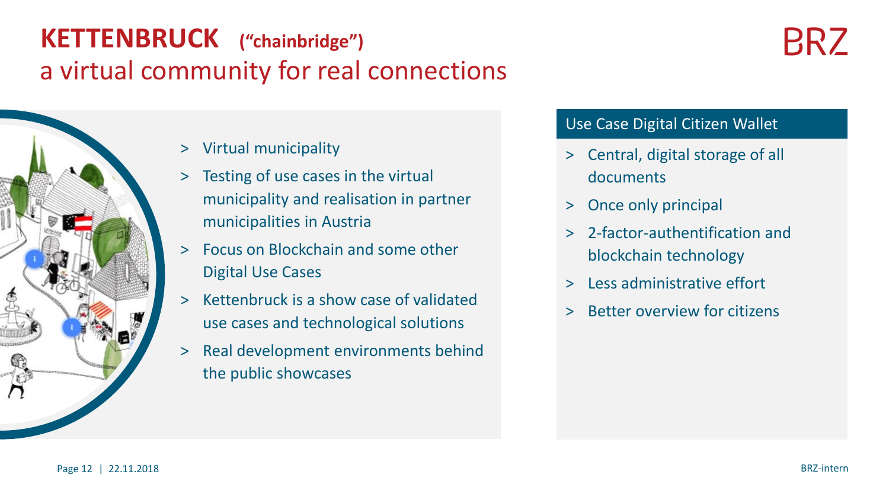# KETTENBRUCK **("chainbridge")**

## a virtual community for real connections

- Virtual municipality
- Testing of use cases in the virtual municipality and realisation in partner municipalities in Austria
- Focus on Blockchain and some other Digital Use Cases
- Kettenbruck is a show case of validated use cases and technological solutions
- Real development environments behind the public showcases

### Use Case Digital Citizen Wallet

- Central, digital storage of all documents
- Once only principal
- 2-factor-authentification and blockchain technology
- Less administrative effort
- Better overview for citizens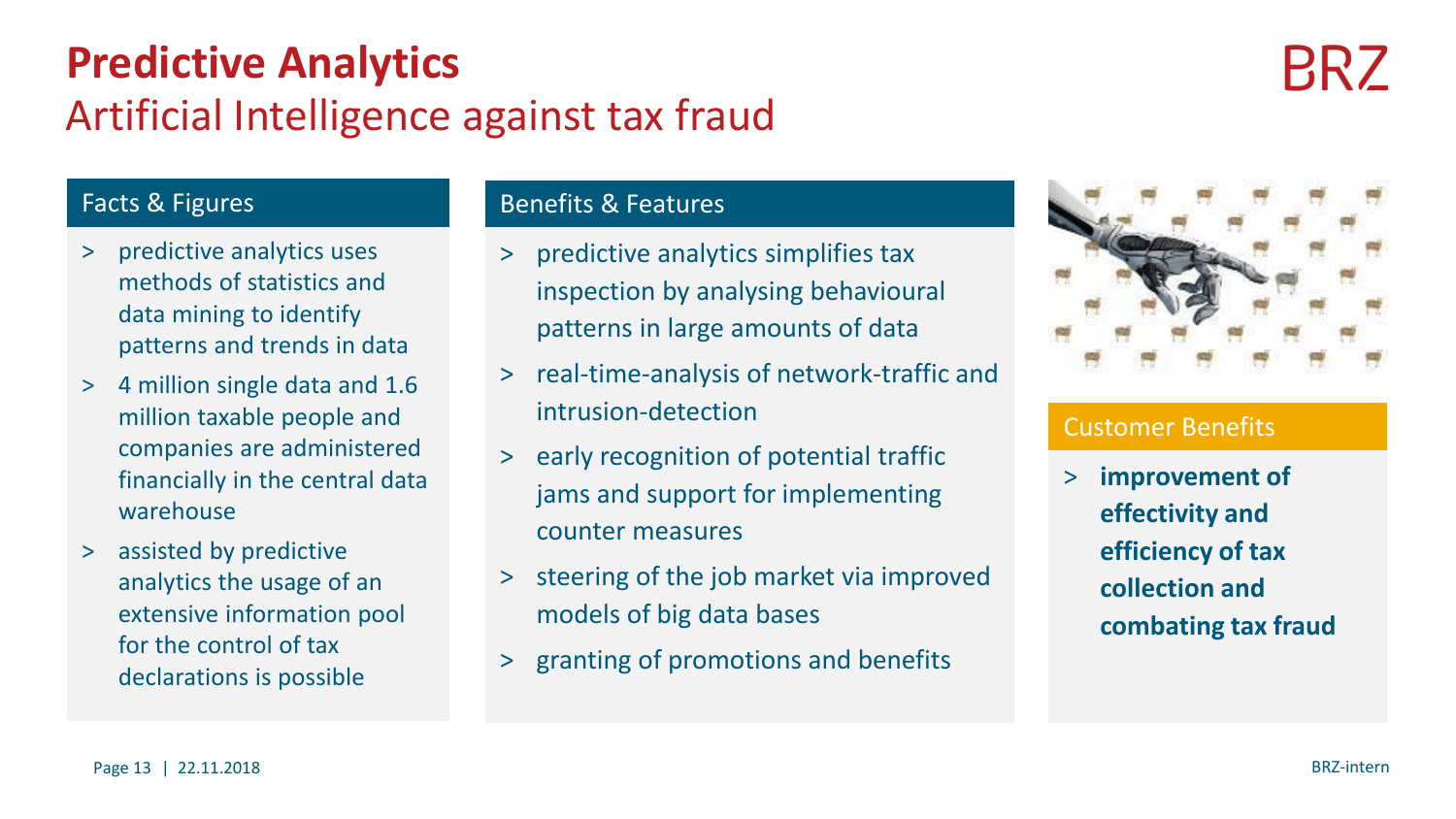# Predictive Analytics

## Artificial Intelligence against tax fraud

BRZ

### Facts & Figures

- predictive analytics uses methods of statistics and data mining to identify patterns and trends in data
- 4 million single data and 1.6 million taxable people and companies are administered financially in the central data warehouse
- assisted by predictive analytics the usage of an extensive information pool for the control of tax declarations is possible

### Benefits & Features

- predictive analytics simplifies tax inspection by analysing behavioural patterns in large amounts of data
- real-time-analysis of network-traffic and intrusion-detection
- early recognition of potential traffic jams and support for implementing counter measures
- steering of the job market via improved models of big data bases
- granting of promotions and benefits

### Customer Benefits

- **improvement of effectivity and efficiency of tax collection and combating tax fraud**

BRZ-intern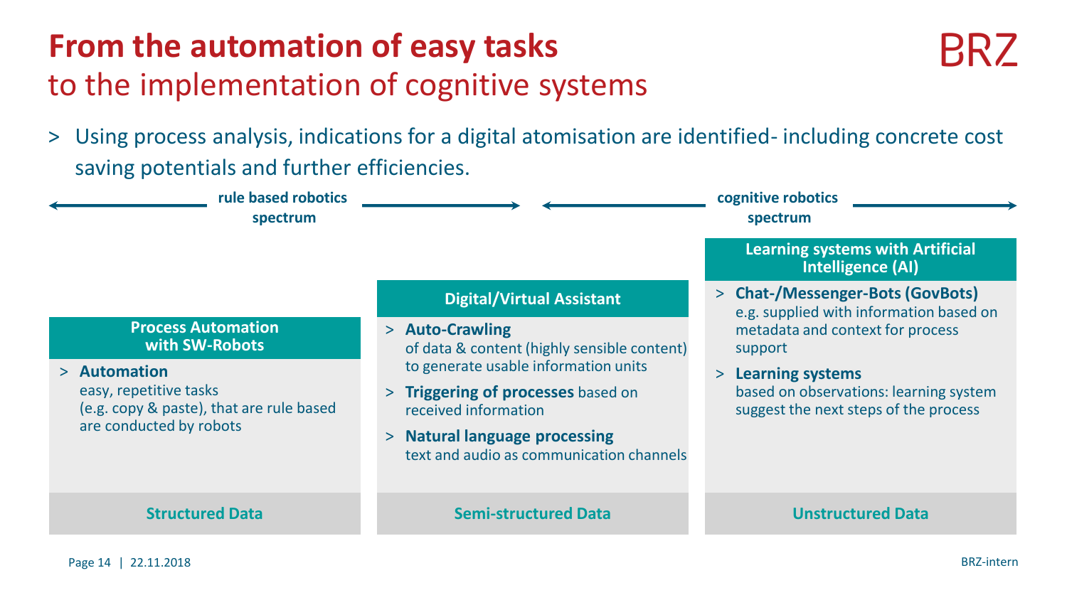# From the automation of easy tasks
## to the implementation of cognitive systems

> Using process analysis, indications for a digital atomisation are identified- including concrete cost saving potentials and further efficiencies.

**rule based robotics spectrum** ⟷ **cognitive robotics spectrum**

### Process Automation with SW-Robots

- **Automation**
  easy, repetitive tasks (e.g. copy & paste), that are rule based are conducted by robots

**Structured Data**

### Digital/Virtual Assistant

- **Auto-Crawling**
  of data & content (highly sensible content) to generate usable information units
- **Triggering of processes** based on received information
- **Natural language processing**
  text and audio as communication channels

**Semi-structured Data**

### Learning systems with Artificial Intelligence (AI)

- **Chat-/Messenger-Bots (GovBots)**
  e.g. supplied with information based on metadata and context for process support
- **Learning systems**
  based on observations: learning system suggest the next steps of the process

**Unstructured Data**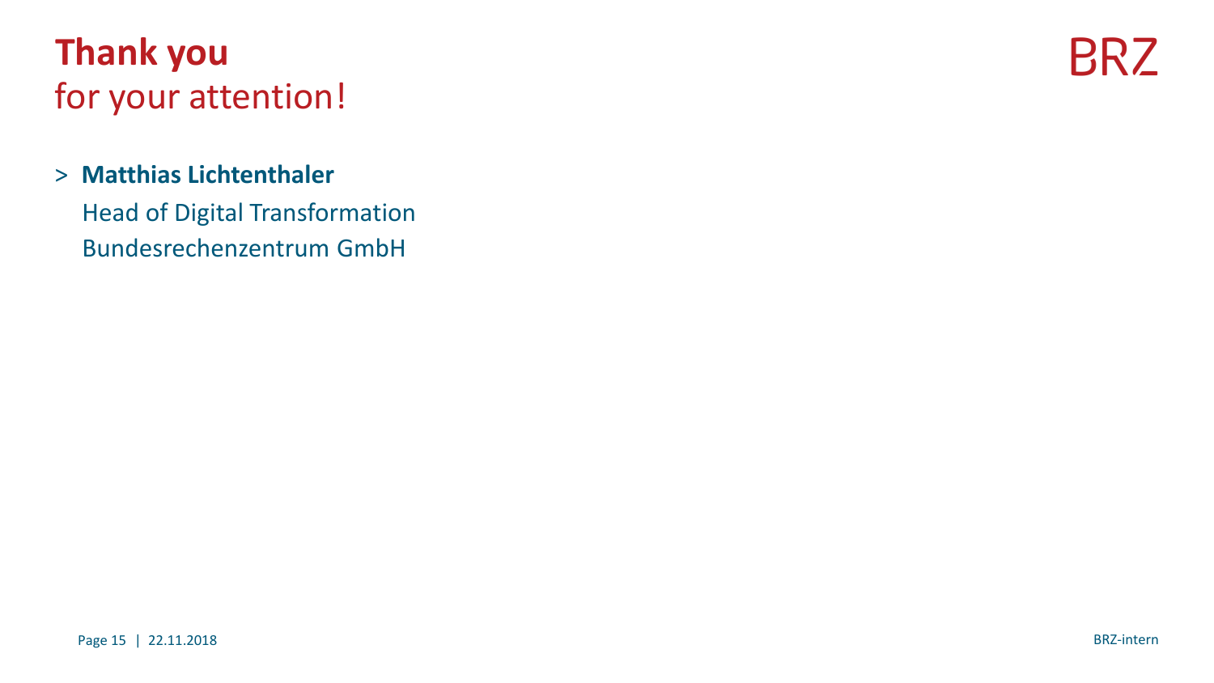# **Thank you**
for your attention!

BRZ

> **Matthias Lichtenthaler**
  Head of Digital Transformation
  Bundesrechenzentrum GmbH